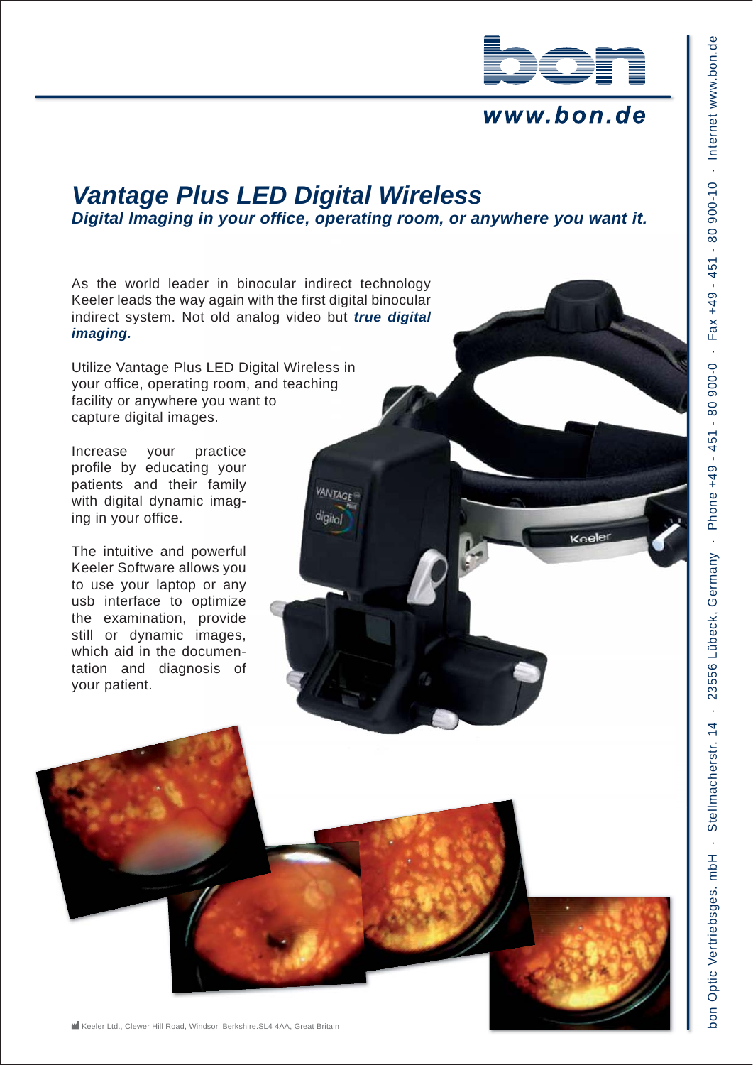www.bon.de

# *Vantage Plus LED Digital Wireless*

## *Digital Imaging in your office, operating room, or anywhere you want it.*

As the world leader in binocular indirect technology Keeler leads the way again with the first digital binocular indirect system. Not old analog video but ***true digital imaging.***

Utilize Vantage Plus LED Digital Wireless in your office, operating room, and teaching facility or anywhere you want to capture digital images.

Increase your practice profile by educating your patients and their family with digital dynamic imaging in your office.

The intuitive and powerful Keeler Software allows you to use your laptop or any usb interface to optimize the examination, provide still or dynamic images, which aid in the documentation and diagnosis of your patient.

Keeler Ltd., Clewer Hill Road, Windsor, Berkshire.SL4 4AA, Great Britain

bon Optic Vertriebsges. mbH · Stellmacherstr. 14 · 23556 Lübeck, Germany · Phone +49 - 451 - 80 900-0 · Fax +49 - 451 - 80 900-10 · Internet www.bon.de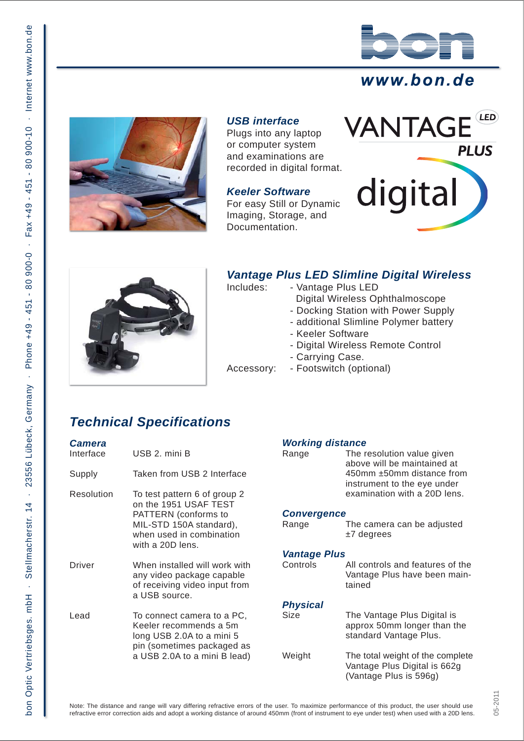www.bon.de

### *USB interface*

Plugs into any laptop or computer system and examinations are recorded in digital format.

### *Keeler Software*

For easy Still or Dynamic Imaging, Storage, and Documentation.

VANTAGE LED PLUS digital

## *Vantage Plus LED Slimline Digital Wireless*

Includes:
- Vantage Plus LED Digital Wireless Ophthalmoscope
- Docking Station with Power Supply
- additional Slimline Polymer battery
- Keeler Software
- Digital Wireless Remote Control
- Carrying Case.

Accessory:
- Footswitch (optional)

## *Technical Specifications*

### *Camera*

| | |
|---|---|
| Interface | USB 2. mini B |
| Supply | Taken from USB 2 Interface |
| Resolution | To test pattern 6 of group 2 on the 1951 USAF TEST PATTERN (conforms to MIL-STD 150A standard), when used in combination with a 20D lens. |
| Driver | When installed will work with any video package capable of receiving video input from a USB source. |
| Lead | To connect camera to a PC, Keeler recommends a 5m long USB 2.0A to a mini 5 pin (sometimes packaged as a USB 2.0A to a mini B lead) |

### *Working distance*

| | |
|---|---|
| Range | The resolution value given above will be maintained at 450mm ±50mm distance from instrument to the eye under examination with a 20D lens. |

### *Convergence*

| | |
|---|---|
| Range | The camera can be adjusted ±7 degrees |

### *Vantage Plus*

| | |
|---|---|
| Controls | All controls and features of the Vantage Plus have been maintained |

### *Physical*

| | |
|---|---|
| Size | The Vantage Plus Digital is approx 50mm longer than the standard Vantage Plus. |
| Weight | The total weight of the complete Vantage Plus Digital is 662g (Vantage Plus is 596g) |

Note: The distance and range will vary differing refractive errors of the user. To maximize performancce of this product, the user should use refractive error correction aids and adopt a working distance of around 450mm (front of instrument to eye under test) when used with a 20D lens.

05-2011

bon Optic Vertriebsges. mbH · Stellmacherstr. 14 · 23556 Lübeck, Germany · Phone +49 - 451 - 80 900-0 · Fax +49 - 451 - 80 900-10 · Internet www.bon.de